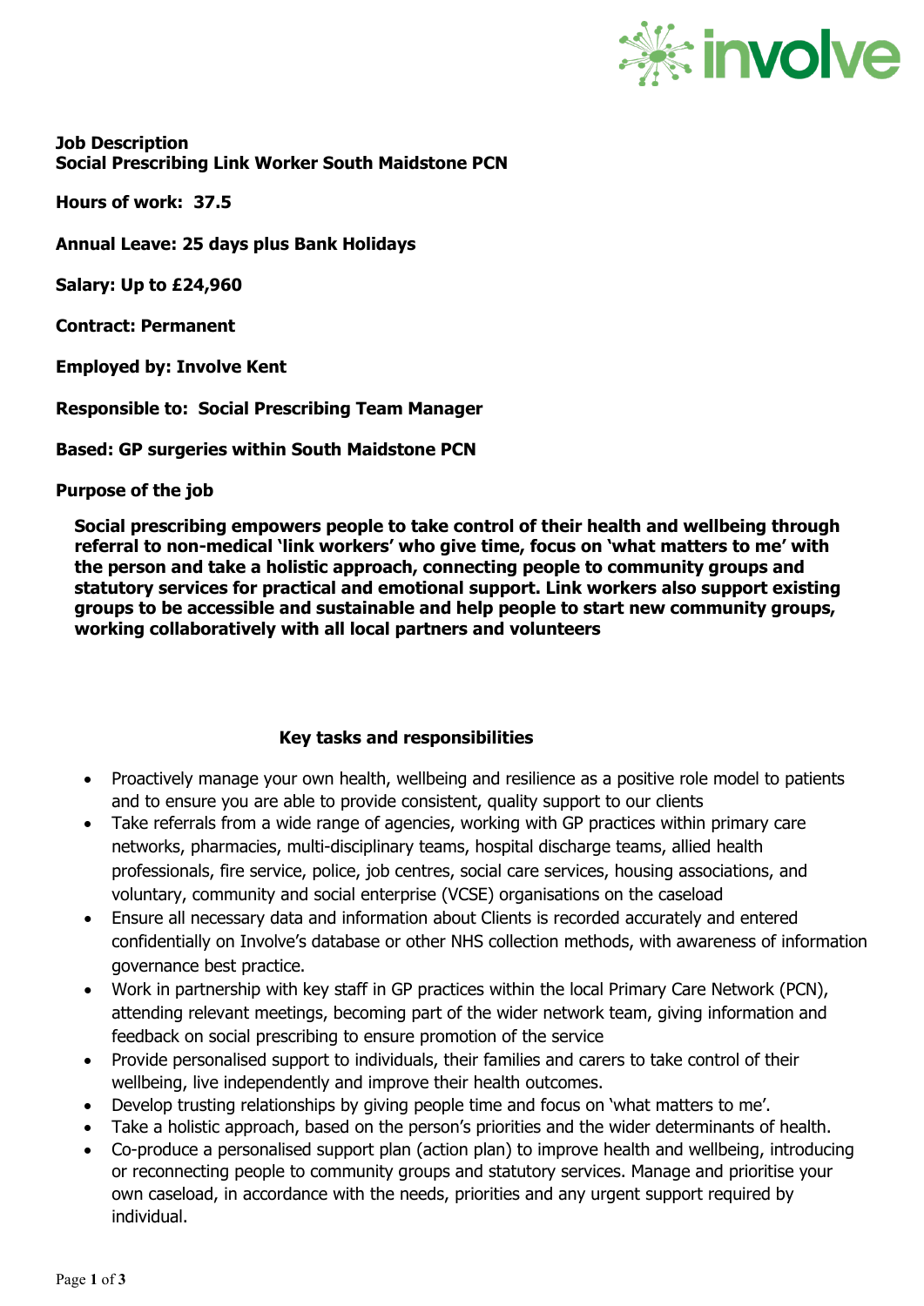**Job Description**
**Social Prescribing Link Worker South Maidstone PCN**

**Hours of work: 37.5**

**Annual Leave: 25 days plus Bank Holidays**

**Salary: Up to £24,960**

**Contract: Permanent**

**Employed by: Involve Kent**

**Responsible to: Social Prescribing Team Manager**

**Based: GP surgeries within South Maidstone PCN**

**Purpose of the job**

**Social prescribing empowers people to take control of their health and wellbeing through referral to non-medical 'link workers' who give time, focus on 'what matters to me' with the person and take a holistic approach, connecting people to community groups and statutory services for practical and emotional support. Link workers also support existing groups to be accessible and sustainable and help people to start new community groups, working collaboratively with all local partners and volunteers**

**Key tasks and responsibilities**

- Proactively manage your own health, wellbeing and resilience as a positive role model to patients and to ensure you are able to provide consistent, quality support to our clients
- Take referrals from a wide range of agencies, working with GP practices within primary care networks, pharmacies, multi-disciplinary teams, hospital discharge teams, allied health professionals, fire service, police, job centres, social care services, housing associations, and voluntary, community and social enterprise (VCSE) organisations on the caseload
- Ensure all necessary data and information about Clients is recorded accurately and entered confidentially on Involve's database or other NHS collection methods, with awareness of information governance best practice.
- Work in partnership with key staff in GP practices within the local Primary Care Network (PCN), attending relevant meetings, becoming part of the wider network team, giving information and feedback on social prescribing to ensure promotion of the service
- Provide personalised support to individuals, their families and carers to take control of their wellbeing, live independently and improve their health outcomes.
- Develop trusting relationships by giving people time and focus on 'what matters to me'.
- Take a holistic approach, based on the person's priorities and the wider determinants of health.
- Co-produce a personalised support plan (action plan) to improve health and wellbeing, introducing or reconnecting people to community groups and statutory services. Manage and prioritise your own caseload, in accordance with the needs, priorities and any urgent support required by individual.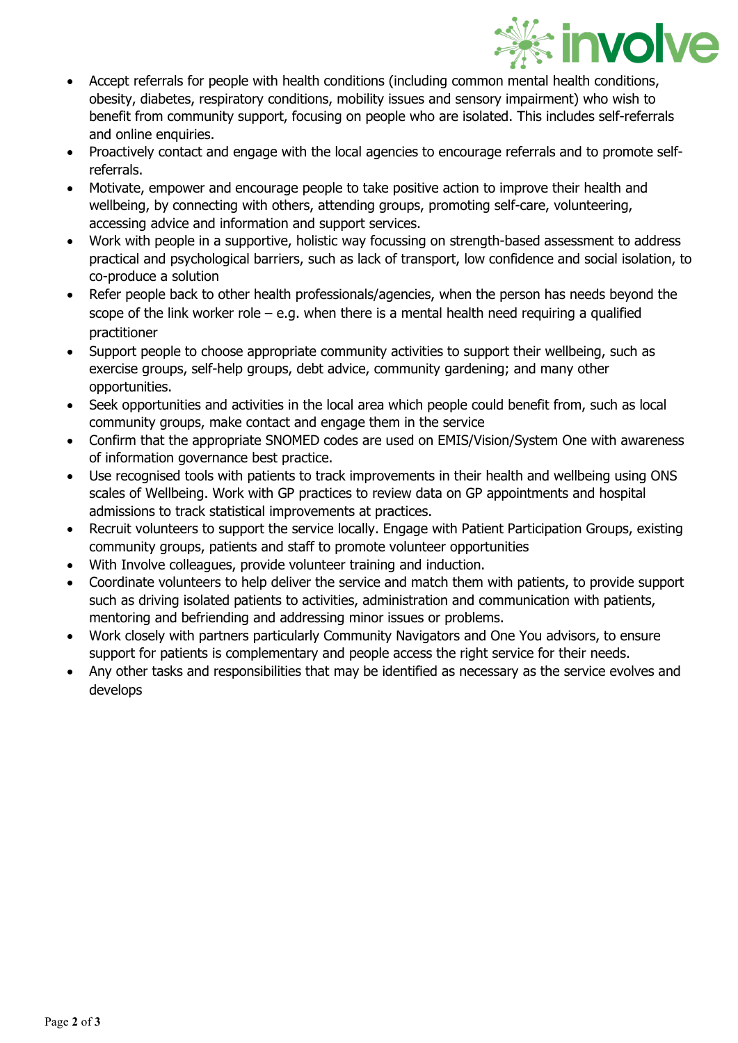- Accept referrals for people with health conditions (including common mental health conditions, obesity, diabetes, respiratory conditions, mobility issues and sensory impairment) who wish to benefit from community support, focusing on people who are isolated. This includes self-referrals and online enquiries.
- Proactively contact and engage with the local agencies to encourage referrals and to promote self-referrals.
- Motivate, empower and encourage people to take positive action to improve their health and wellbeing, by connecting with others, attending groups, promoting self-care, volunteering, accessing advice and information and support services.
- Work with people in a supportive, holistic way focussing on strength-based assessment to address practical and psychological barriers, such as lack of transport, low confidence and social isolation, to co-produce a solution
- Refer people back to other health professionals/agencies, when the person has needs beyond the scope of the link worker role – e.g. when there is a mental health need requiring a qualified practitioner
- Support people to choose appropriate community activities to support their wellbeing, such as exercise groups, self-help groups, debt advice, community gardening; and many other opportunities.
- Seek opportunities and activities in the local area which people could benefit from, such as local community groups, make contact and engage them in the service
- Confirm that the appropriate SNOMED codes are used on EMIS/Vision/System One with awareness of information governance best practice.
- Use recognised tools with patients to track improvements in their health and wellbeing using ONS scales of Wellbeing. Work with GP practices to review data on GP appointments and hospital admissions to track statistical improvements at practices.
- Recruit volunteers to support the service locally. Engage with Patient Participation Groups, existing community groups, patients and staff to promote volunteer opportunities
- With Involve colleagues, provide volunteer training and induction.
- Coordinate volunteers to help deliver the service and match them with patients, to provide support such as driving isolated patients to activities, administration and communication with patients, mentoring and befriending and addressing minor issues or problems.
- Work closely with partners particularly Community Navigators and One You advisors, to ensure support for patients is complementary and people access the right service for their needs.
- Any other tasks and responsibilities that may be identified as necessary as the service evolves and develops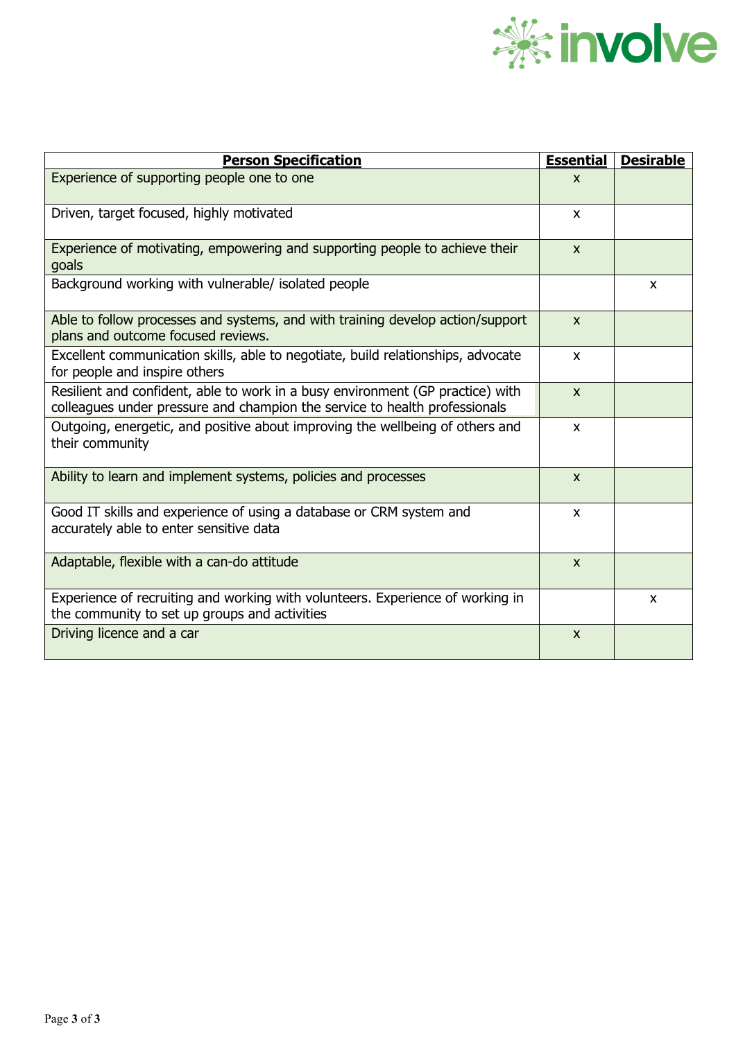| **Person Specification** | **Essential** | **Desirable** |
|---|---|---|
| Experience of supporting people one to one | x | |
| Driven, target focused, highly motivated | x | |
| Experience of motivating, empowering and supporting people to achieve their goals | x | |
| Background working with vulnerable/ isolated people | | x |
| Able to follow processes and systems, and with training develop action/support plans and outcome focused reviews. | x | |
| Excellent communication skills, able to negotiate, build relationships, advocate for people and inspire others | x | |
| Resilient and confident, able to work in a busy environment (GP practice) with colleagues under pressure and champion the service to health professionals | x | |
| Outgoing, energetic, and positive about improving the wellbeing of others and their community | x | |
| Ability to learn and implement systems, policies and processes | x | |
| Good IT skills and experience of using a database or CRM system and accurately able to enter sensitive data | x | |
| Adaptable, flexible with a can-do attitude | x | |
| Experience of recruiting and working with volunteers. Experience of working in the community to set up groups and activities | | x |
| Driving licence and a car | x | |